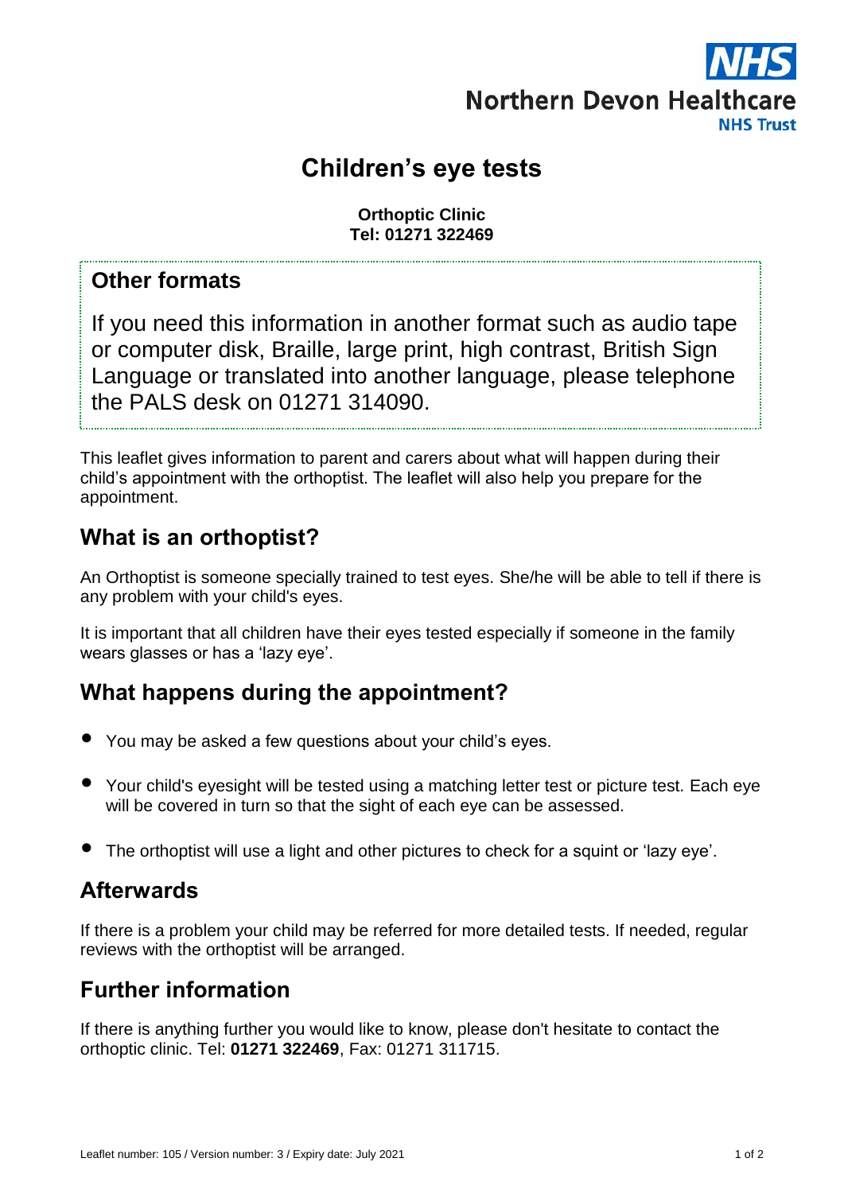NHS
Northern Devon Healthcare
NHS Trust

# Children's eye tests

**Orthoptic Clinic**
**Tel: 01271 322469**

## Other formats

If you need this information in another format such as audio tape or computer disk, Braille, large print, high contrast, British Sign Language or translated into another language, please telephone the PALS desk on 01271 314090.

This leaflet gives information to parent and carers about what will happen during their child's appointment with the orthoptist. The leaflet will also help you prepare for the appointment.

## What is an orthoptist?

An Orthoptist is someone specially trained to test eyes. She/he will be able to tell if there is any problem with your child's eyes.

It is important that all children have their eyes tested especially if someone in the family wears glasses or has a 'lazy eye'.

## What happens during the appointment?

- You may be asked a few questions about your child's eyes.
- Your child's eyesight will be tested using a matching letter test or picture test. Each eye will be covered in turn so that the sight of each eye can be assessed.
- The orthoptist will use a light and other pictures to check for a squint or 'lazy eye'.

## Afterwards

If there is a problem your child may be referred for more detailed tests. If needed, regular reviews with the orthoptist will be arranged.

## Further information

If there is anything further you would like to know, please don't hesitate to contact the orthoptic clinic. Tel: **01271 322469**, Fax: 01271 311715.

Leaflet number: 105 / Version number: 3 / Expiry date: July 2021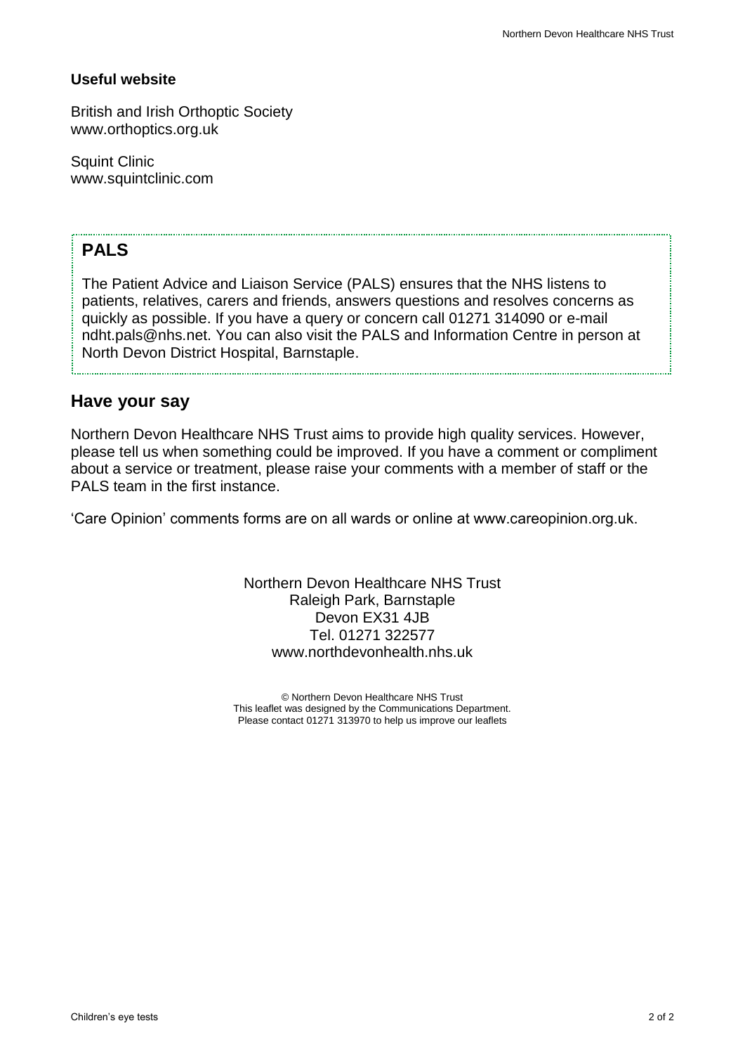**Useful website**

British and Irish Orthoptic Society
www.orthoptics.org.uk

Squint Clinic
www.squintclinic.com

## PALS

The Patient Advice and Liaison Service (PALS) ensures that the NHS listens to patients, relatives, carers and friends, answers questions and resolves concerns as quickly as possible. If you have a query or concern call 01271 314090 or e-mail ndht.pals@nhs.net. You can also visit the PALS and Information Centre in person at North Devon District Hospital, Barnstaple.

## Have your say

Northern Devon Healthcare NHS Trust aims to provide high quality services. However, please tell us when something could be improved. If you have a comment or compliment about a service or treatment, please raise your comments with a member of staff or the PALS team in the first instance.

'Care Opinion' comments forms are on all wards or online at www.careopinion.org.uk.

Northern Devon Healthcare NHS Trust
Raleigh Park, Barnstaple
Devon EX31 4JB
Tel. 01271 322577
www.northdevonhealth.nhs.uk

© Northern Devon Healthcare NHS Trust
This leaflet was designed by the Communications Department.
Please contact 01271 313970 to help us improve our leaflets